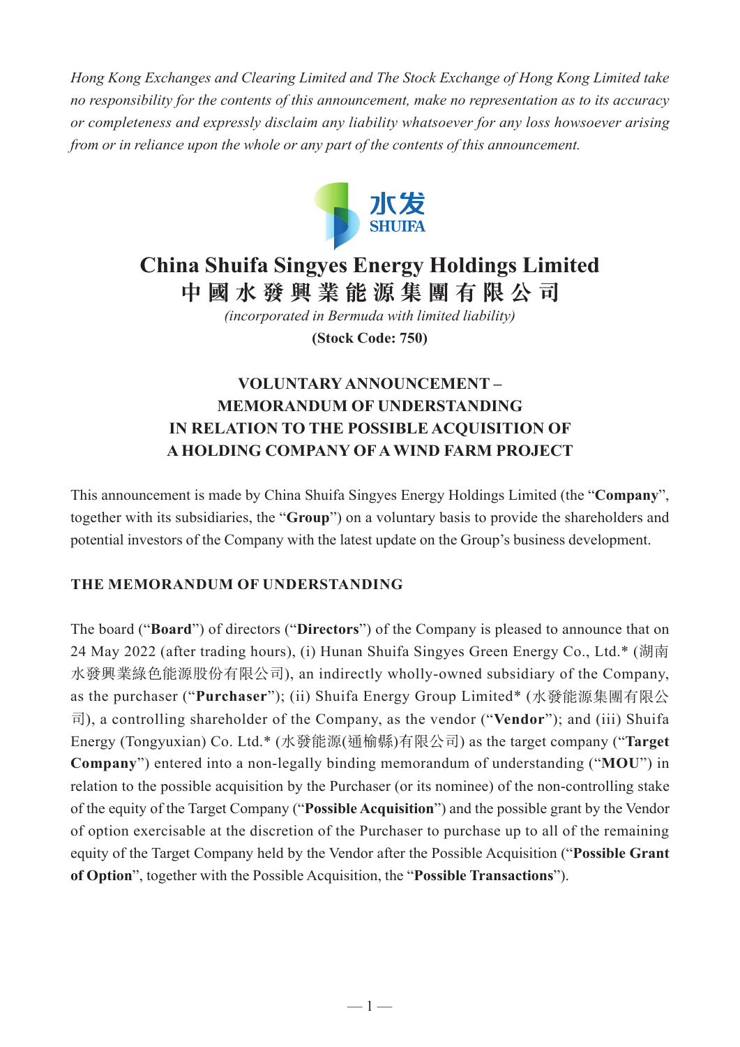*Hong Kong Exchanges and Clearing Limited and The Stock Exchange of Hong Kong Limited take no responsibility for the contents of this announcement, make no representation as to its accuracy or completeness and expressly disclaim any liability whatsoever for any loss howsoever arising from or in reliance upon the whole or any part of the contents of this announcement.*

水发
SHUIFA

# China Shuifa Singyes Energy Holdings Limited
# 中國水發興業能源集團有限公司

*(incorporated in Bermuda with limited liability)*

**(Stock Code: 750)**

## VOLUNTARY ANNOUNCEMENT – MEMORANDUM OF UNDERSTANDING IN RELATION TO THE POSSIBLE ACQUISITION OF A HOLDING COMPANY OF A WIND FARM PROJECT

This announcement is made by China Shuifa Singyes Energy Holdings Limited (the "**Company**", together with its subsidiaries, the "**Group**") on a voluntary basis to provide the shareholders and potential investors of the Company with the latest update on the Group's business development.

### THE MEMORANDUM OF UNDERSTANDING

The board ("**Board**") of directors ("**Directors**") of the Company is pleased to announce that on 24 May 2022 (after trading hours), (i) Hunan Shuifa Singyes Green Energy Co., Ltd.* (湖南水發興業綠色能源股份有限公司), an indirectly wholly-owned subsidiary of the Company, as the purchaser ("**Purchaser**"); (ii) Shuifa Energy Group Limited* (水發能源集團有限公司), a controlling shareholder of the Company, as the vendor ("**Vendor**"); and (iii) Shuifa Energy (Tongyuxian) Co. Ltd.* (水發能源(通榆縣)有限公司) as the target company ("**Target Company**") entered into a non-legally binding memorandum of understanding ("**MOU**") in relation to the possible acquisition by the Purchaser (or its nominee) of the non-controlling stake of the equity of the Target Company ("**Possible Acquisition**") and the possible grant by the Vendor of option exercisable at the discretion of the Purchaser to purchase up to all of the remaining equity of the Target Company held by the Vendor after the Possible Acquisition ("**Possible Grant of Option**", together with the Possible Acquisition, the "**Possible Transactions**").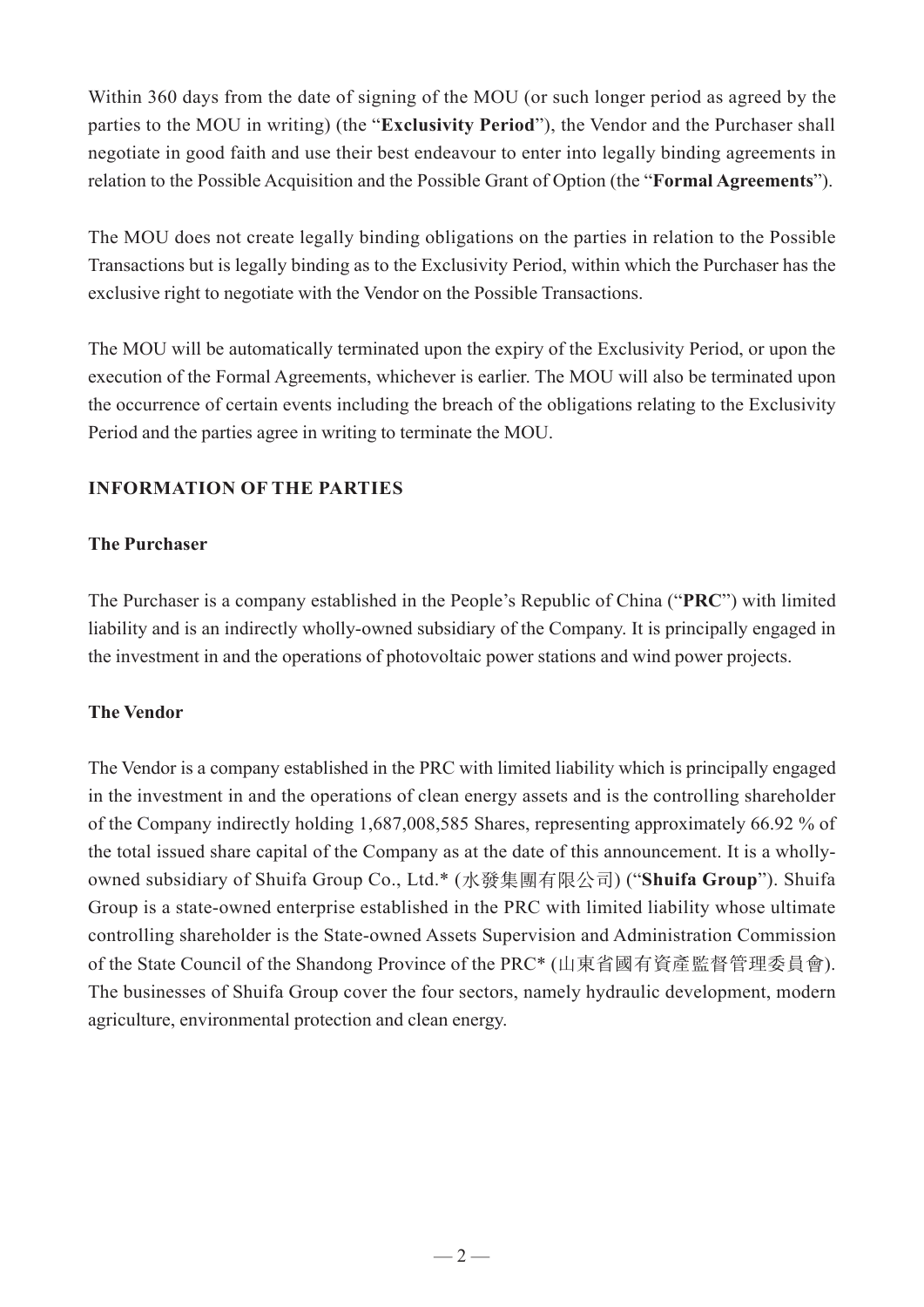Within 360 days from the date of signing of the MOU (or such longer period as agreed by the parties to the MOU in writing) (the "**Exclusivity Period**"), the Vendor and the Purchaser shall negotiate in good faith and use their best endeavour to enter into legally binding agreements in relation to the Possible Acquisition and the Possible Grant of Option (the "**Formal Agreements**").

The MOU does not create legally binding obligations on the parties in relation to the Possible Transactions but is legally binding as to the Exclusivity Period, within which the Purchaser has the exclusive right to negotiate with the Vendor on the Possible Transactions.

The MOU will be automatically terminated upon the expiry of the Exclusivity Period, or upon the execution of the Formal Agreements, whichever is earlier. The MOU will also be terminated upon the occurrence of certain events including the breach of the obligations relating to the Exclusivity Period and the parties agree in writing to terminate the MOU.

## INFORMATION OF THE PARTIES

### The Purchaser

The Purchaser is a company established in the People's Republic of China ("**PRC**") with limited liability and is an indirectly wholly-owned subsidiary of the Company. It is principally engaged in the investment in and the operations of photovoltaic power stations and wind power projects.

### The Vendor

The Vendor is a company established in the PRC with limited liability which is principally engaged in the investment in and the operations of clean energy assets and is the controlling shareholder of the Company indirectly holding 1,687,008,585 Shares, representing approximately 66.92 % of the total issued share capital of the Company as at the date of this announcement. It is a wholly-owned subsidiary of Shuifa Group Co., Ltd.* (水發集團有限公司) ("**Shuifa Group**"). Shuifa Group is a state-owned enterprise established in the PRC with limited liability whose ultimate controlling shareholder is the State-owned Assets Supervision and Administration Commission of the State Council of the Shandong Province of the PRC* (山東省國有資產監督管理委員會). The businesses of Shuifa Group cover the four sectors, namely hydraulic development, modern agriculture, environmental protection and clean energy.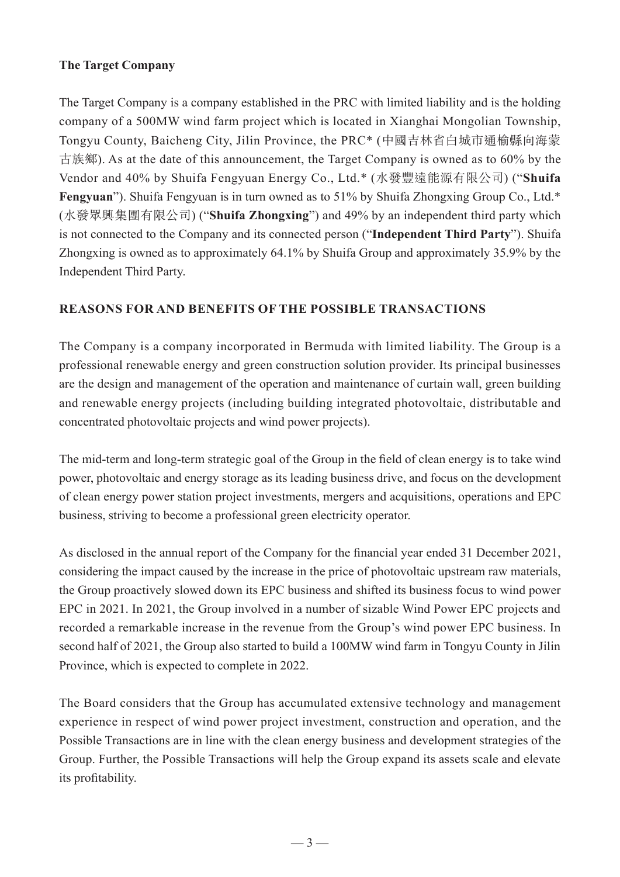**The Target Company**

The Target Company is a company established in the PRC with limited liability and is the holding company of a 500MW wind farm project which is located in Xianghai Mongolian Township, Tongyu County, Baicheng City, Jilin Province, the PRC* (中國吉林省白城市通榆縣向海蒙古族鄉). As at the date of this announcement, the Target Company is owned as to 60% by the Vendor and 40% by Shuifa Fengyuan Energy Co., Ltd.* (水發豐遠能源有限公司) ("**Shuifa Fengyuan**"). Shuifa Fengyuan is in turn owned as to 51% by Shuifa Zhongxing Group Co., Ltd.* (水發眾興集團有限公司) ("**Shuifa Zhongxing**") and 49% by an independent third party which is not connected to the Company and its connected person ("**Independent Third Party**"). Shuifa Zhongxing is owned as to approximately 64.1% by Shuifa Group and approximately 35.9% by the Independent Third Party.

## REASONS FOR AND BENEFITS OF THE POSSIBLE TRANSACTIONS

The Company is a company incorporated in Bermuda with limited liability. The Group is a professional renewable energy and green construction solution provider. Its principal businesses are the design and management of the operation and maintenance of curtain wall, green building and renewable energy projects (including building integrated photovoltaic, distributable and concentrated photovoltaic projects and wind power projects).

The mid-term and long-term strategic goal of the Group in the field of clean energy is to take wind power, photovoltaic and energy storage as its leading business drive, and focus on the development of clean energy power station project investments, mergers and acquisitions, operations and EPC business, striving to become a professional green electricity operator.

As disclosed in the annual report of the Company for the financial year ended 31 December 2021, considering the impact caused by the increase in the price of photovoltaic upstream raw materials, the Group proactively slowed down its EPC business and shifted its business focus to wind power EPC in 2021. In 2021, the Group involved in a number of sizable Wind Power EPC projects and recorded a remarkable increase in the revenue from the Group's wind power EPC business. In second half of 2021, the Group also started to build a 100MW wind farm in Tongyu County in Jilin Province, which is expected to complete in 2022.

The Board considers that the Group has accumulated extensive technology and management experience in respect of wind power project investment, construction and operation, and the Possible Transactions are in line with the clean energy business and development strategies of the Group. Further, the Possible Transactions will help the Group expand its assets scale and elevate its profitability.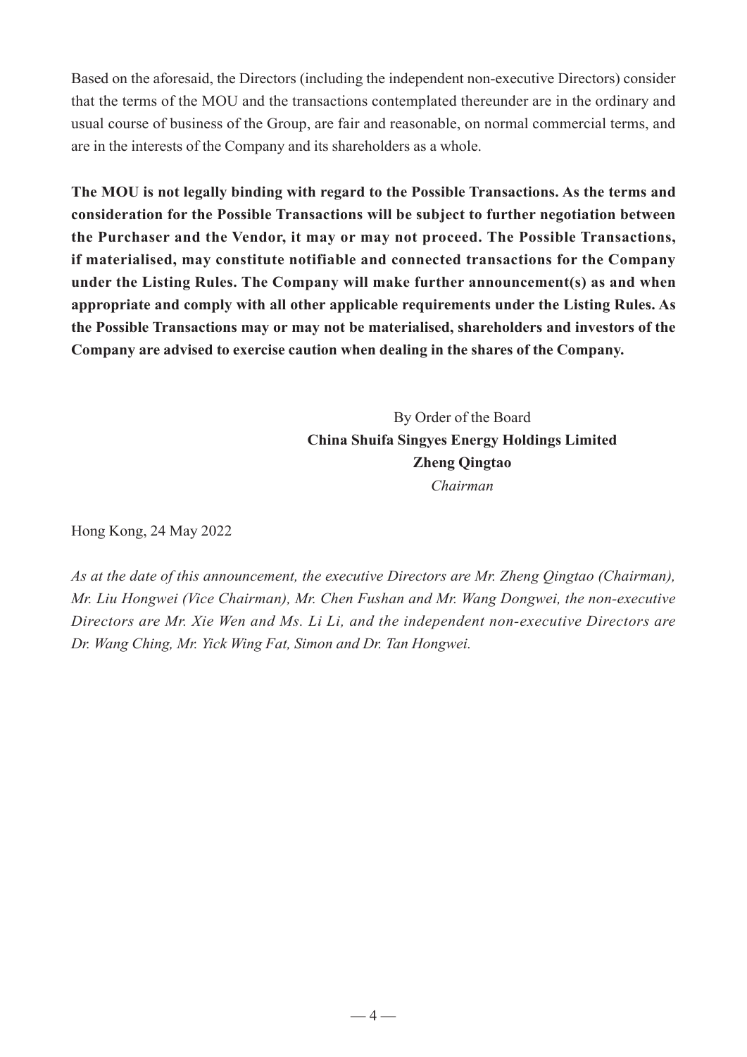Based on the aforesaid, the Directors (including the independent non-executive Directors) consider that the terms of the MOU and the transactions contemplated thereunder are in the ordinary and usual course of business of the Group, are fair and reasonable, on normal commercial terms, and are in the interests of the Company and its shareholders as a whole.

**The MOU is not legally binding with regard to the Possible Transactions. As the terms and consideration for the Possible Transactions will be subject to further negotiation between the Purchaser and the Vendor, it may or may not proceed. The Possible Transactions, if materialised, may constitute notifiable and connected transactions for the Company under the Listing Rules. The Company will make further announcement(s) as and when appropriate and comply with all other applicable requirements under the Listing Rules. As the Possible Transactions may or may not be materialised, shareholders and investors of the Company are advised to exercise caution when dealing in the shares of the Company.**

By Order of the Board
**China Shuifa Singyes Energy Holdings Limited**
**Zheng Qingtao**
*Chairman*

Hong Kong, 24 May 2022

*As at the date of this announcement, the executive Directors are Mr. Zheng Qingtao (Chairman), Mr. Liu Hongwei (Vice Chairman), Mr. Chen Fushan and Mr. Wang Dongwei, the non-executive Directors are Mr. Xie Wen and Ms. Li Li, and the independent non-executive Directors are Dr. Wang Ching, Mr. Yick Wing Fat, Simon and Dr. Tan Hongwei.*